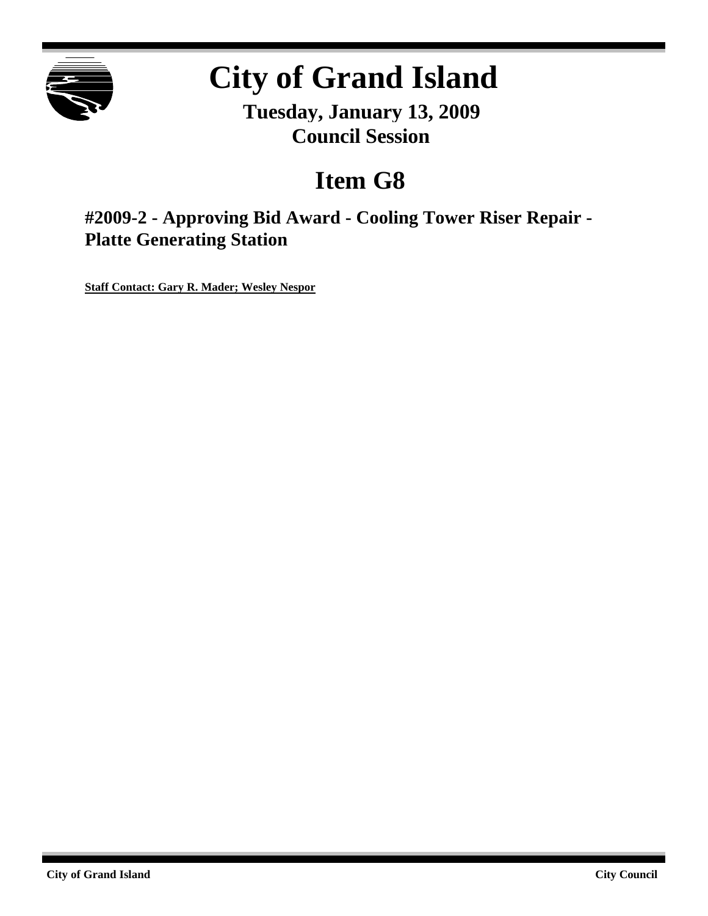# City of Grand Island

**Tuesday, January 13, 2009**
**Council Session**

## Item G8

### #2009-2 - Approving Bid Award - Cooling Tower Riser Repair - Platte Generating Station

**Staff Contact: Gary R. Mader; Wesley Nespor**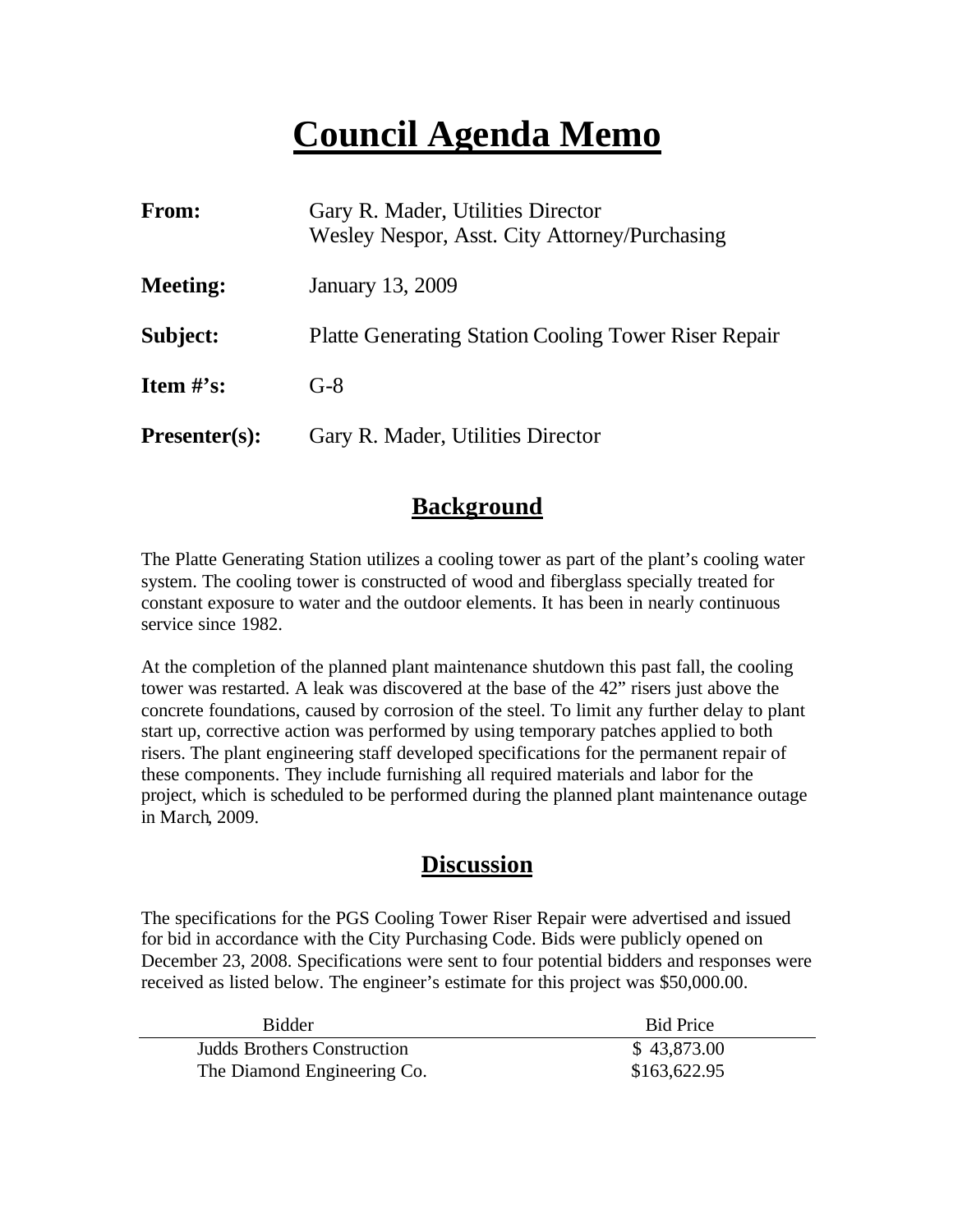# Council Agenda Memo

**From:** Gary R. Mader, Utilities Director
Wesley Nespor, Asst. City Attorney/Purchasing

**Meeting:** January 13, 2009

**Subject:** Platte Generating Station Cooling Tower Riser Repair

**Item #'s:** G-8

**Presenter(s):** Gary R. Mader, Utilities Director

## Background

The Platte Generating Station utilizes a cooling tower as part of the plant's cooling water system. The cooling tower is constructed of wood and fiberglass specially treated for constant exposure to water and the outdoor elements. It has been in nearly continuous service since 1982.

At the completion of the planned plant maintenance shutdown this past fall, the cooling tower was restarted. A leak was discovered at the base of the 42" risers just above the concrete foundations, caused by corrosion of the steel. To limit any further delay to plant start up, corrective action was performed by using temporary patches applied to both risers. The plant engineering staff developed specifications for the permanent repair of these components. They include furnishing all required materials and labor for the project, which is scheduled to be performed during the planned plant maintenance outage in March, 2009.

## Discussion

The specifications for the PGS Cooling Tower Riser Repair were advertised and issued for bid in accordance with the City Purchasing Code. Bids were publicly opened on December 23, 2008. Specifications were sent to four potential bidders and responses were received as listed below. The engineer's estimate for this project was $50,000.00.

| Bidder | Bid Price |
|---|---|
| Judds Brothers Construction | $ 43,873.00 |
| The Diamond Engineering Co. | $163,622.95 |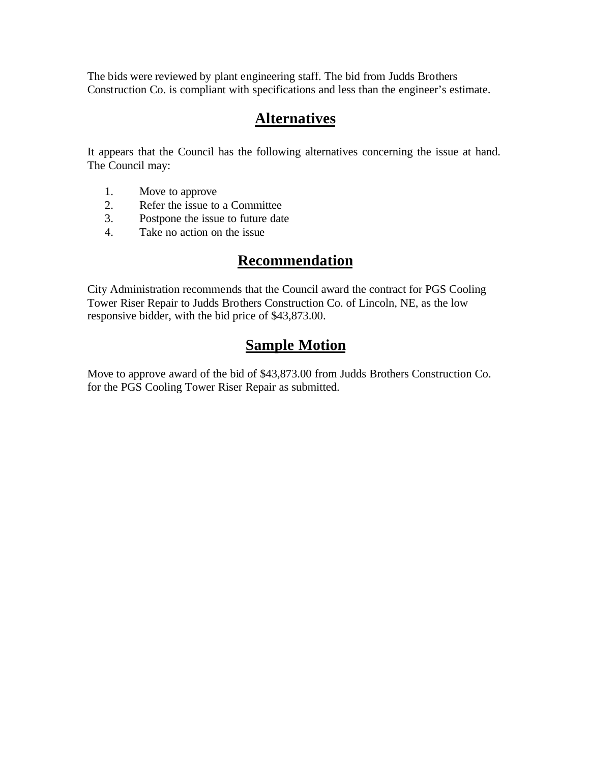The bids were reviewed by plant engineering staff. The bid from Judds Brothers Construction Co. is compliant with specifications and less than the engineer's estimate.

## Alternatives

It appears that the Council has the following alternatives concerning the issue at hand. The Council may:

1. Move to approve
2. Refer the issue to a Committee
3. Postpone the issue to future date
4. Take no action on the issue

## Recommendation

City Administration recommends that the Council award the contract for PGS Cooling Tower Riser Repair to Judds Brothers Construction Co. of Lincoln, NE, as the low responsive bidder, with the bid price of $43,873.00.

## Sample Motion

Move to approve award of the bid of $43,873.00 from Judds Brothers Construction Co. for the PGS Cooling Tower Riser Repair as submitted.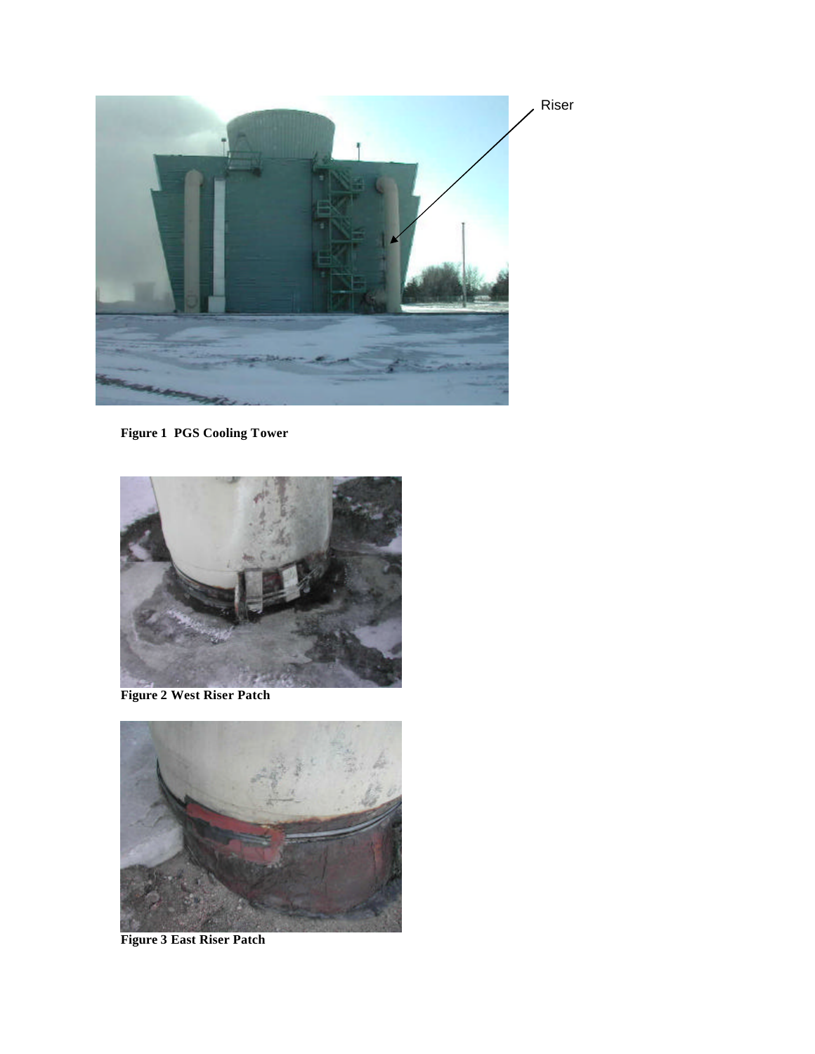Riser

**Figure 1 PGS Cooling Tower**

**Figure 2 West Riser Patch**

**Figure 3 East Riser Patch**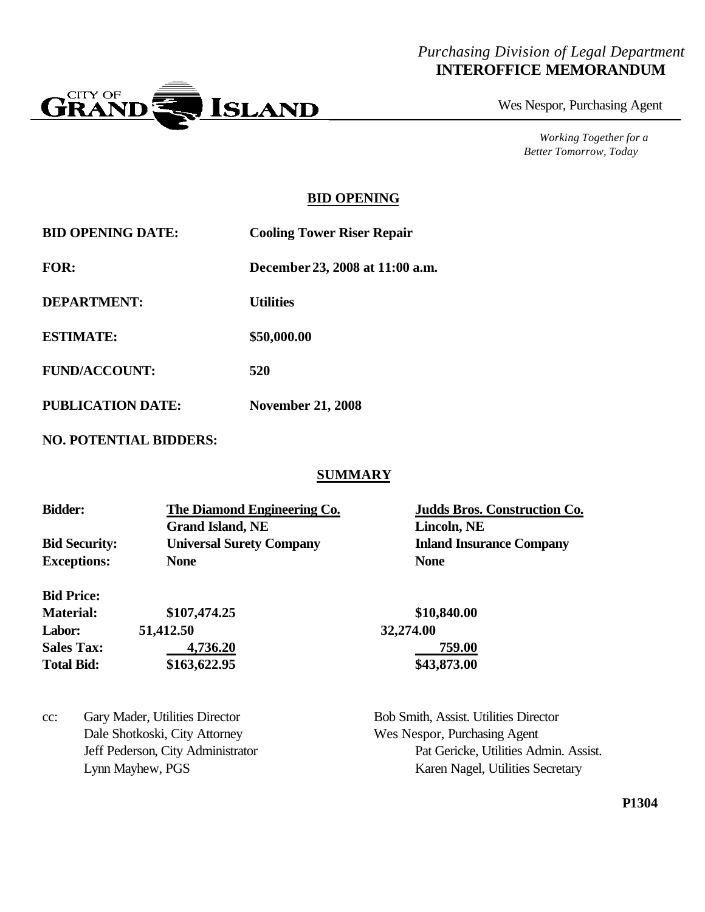*Purchasing Division of Legal Department*
**INTEROFFICE MEMORANDUM**

CITY OF GRAND ISLAND

Wes Nespor, Purchasing Agent

*Working Together for a Better Tomorrow, Today*

## BID OPENING

**BID OPENING DATE:** **Cooling Tower Riser Repair**

**FOR:** **December 23, 2008 at 11:00 a.m.**

**DEPARTMENT:** **Utilities**

**ESTIMATE:** **$50,000.00**

**FUND/ACCOUNT:** **520**

**PUBLICATION DATE:** **November 21, 2008**

**NO. POTENTIAL BIDDERS:**

## SUMMARY

| | | |
|---|---|---|
| **Bidder:** | **The Diamond Engineering Co.** | **Judds Bros. Construction Co.** |
| | **Grand Island, NE** | **Lincoln, NE** |
| **Bid Security:** | **Universal Surety Company** | **Inland Insurance Company** |
| **Exceptions:** | **None** | **None** |
| **Bid Price:** | | |
| **Material:** | **$107,474.25** | **$10,840.00** |
| **Labor:** | **51,412.50** | **32,274.00** |
| **Sales Tax:** | **4,736.20** | **759.00** |
| **Total Bid:** | **$163,622.95** | **$43,873.00** |

cc: Gary Mader, Utilities Director
Bob Smith, Assist. Utilities Director
Dale Shotkoski, City Attorney
Wes Nespor, Purchasing Agent
Jeff Pederson, City Administrator
Pat Gericke, Utilities Admin. Assist.
Lynn Mayhew, PGS
Karen Nagel, Utilities Secretary

**P1304**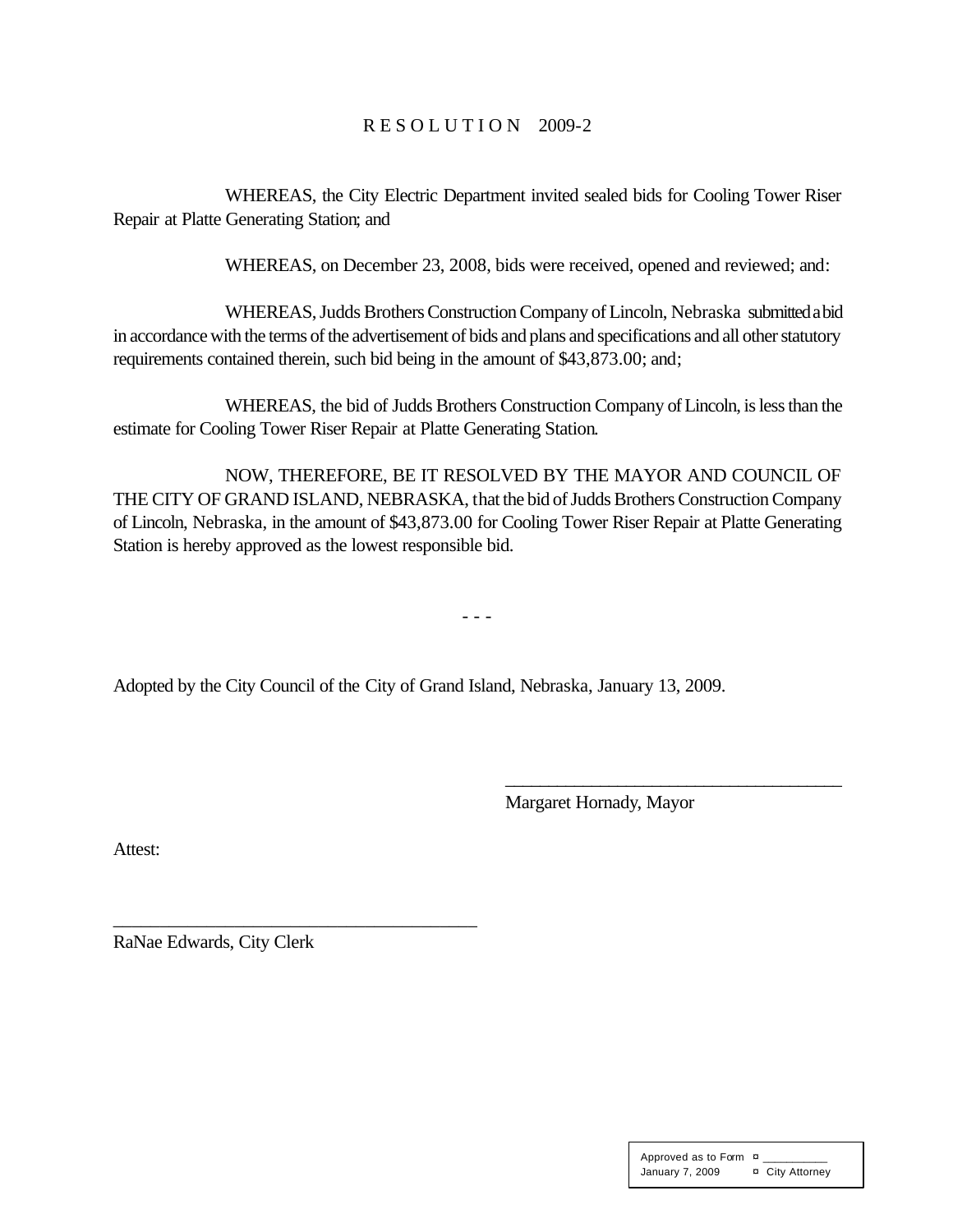# RESOLUTION 2009-2

WHEREAS, the City Electric Department invited sealed bids for Cooling Tower Riser Repair at Platte Generating Station; and

WHEREAS, on December 23, 2008, bids were received, opened and reviewed; and:

WHEREAS, Judds Brothers Construction Company of Lincoln, Nebraska submitted a bid in accordance with the terms of the advertisement of bids and plans and specifications and all other statutory requirements contained therein, such bid being in the amount of $43,873.00; and;

WHEREAS, the bid of Judds Brothers Construction Company of Lincoln, is less than the estimate for Cooling Tower Riser Repair at Platte Generating Station.

NOW, THEREFORE, BE IT RESOLVED BY THE MAYOR AND COUNCIL OF THE CITY OF GRAND ISLAND, NEBRASKA, that the bid of Judds Brothers Construction Company of Lincoln, Nebraska, in the amount of $43,873.00 for Cooling Tower Riser Repair at Platte Generating Station is hereby approved as the lowest responsible bid.

- - -

Adopted by the City Council of the City of Grand Island, Nebraska, January 13, 2009.

_____________________________________

Margaret Hornady, Mayor

Attest:

_____________________________________

RaNae Edwards, City Clerk

| | |
|---|---|
| Approved as to Form | ¤ ___________ |
| January 7, 2009 | ¤ City Attorney |